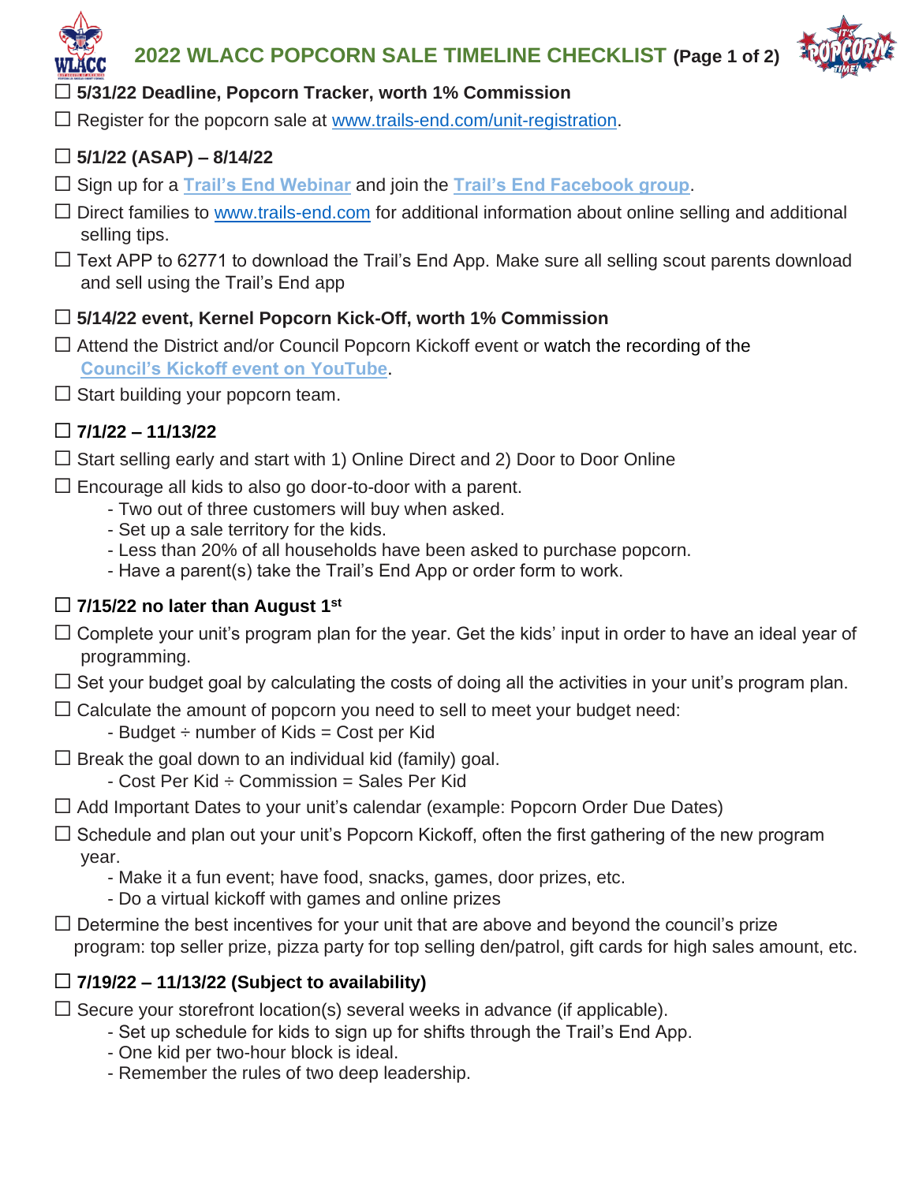# 2022 WLACC POPCORN SALE TIMELINE CHECKLIST (Page 1 of 2)

☐ **5/31/22 Deadline, Popcorn Tracker, worth 1% Commission**

☐ Register for the popcorn sale at www.trails-end.com/unit-registration.

☐ **5/1/22 (ASAP) – 8/14/22**

☐ Sign up for a **Trail's End Webinar** and join the **Trail's End Facebook group**.

☐ Direct families to www.trails-end.com for additional information about online selling and additional selling tips.

☐ Text APP to 62771 to download the Trail's End App. Make sure all selling scout parents download and sell using the Trail's End app

☐ **5/14/22 event, Kernel Popcorn Kick-Off, worth 1% Commission**

☐ Attend the District and/or Council Popcorn Kickoff event or watch the recording of the **Council's Kickoff event on YouTube**.

☐ Start building your popcorn team.

☐ **7/1/22 – 11/13/22**

☐ Start selling early and start with 1) Online Direct and 2) Door to Door Online

☐ Encourage all kids to also go door-to-door with a parent.
- Two out of three customers will buy when asked.
- Set up a sale territory for the kids.
- Less than 20% of all households have been asked to purchase popcorn.
- Have a parent(s) take the Trail's End App or order form to work.

☐ **7/15/22 no later than August 1st**

☐ Complete your unit's program plan for the year. Get the kids' input in order to have an ideal year of programming.

☐ Set your budget goal by calculating the costs of doing all the activities in your unit's program plan.

☐ Calculate the amount of popcorn you need to sell to meet your budget need:
- Budget ÷ number of Kids = Cost per Kid

☐ Break the goal down to an individual kid (family) goal.
- Cost Per Kid ÷ Commission = Sales Per Kid

☐ Add Important Dates to your unit's calendar (example: Popcorn Order Due Dates)

☐ Schedule and plan out your unit's Popcorn Kickoff, often the first gathering of the new program year.
- Make it a fun event; have food, snacks, games, door prizes, etc.
- Do a virtual kickoff with games and online prizes

☐ Determine the best incentives for your unit that are above and beyond the council's prize program: top seller prize, pizza party for top selling den/patrol, gift cards for high sales amount, etc.

☐ **7/19/22 – 11/13/22 (Subject to availability)**

☐ Secure your storefront location(s) several weeks in advance (if applicable).
- Set up schedule for kids to sign up for shifts through the Trail's End App.
- One kid per two-hour block is ideal.
- Remember the rules of two deep leadership.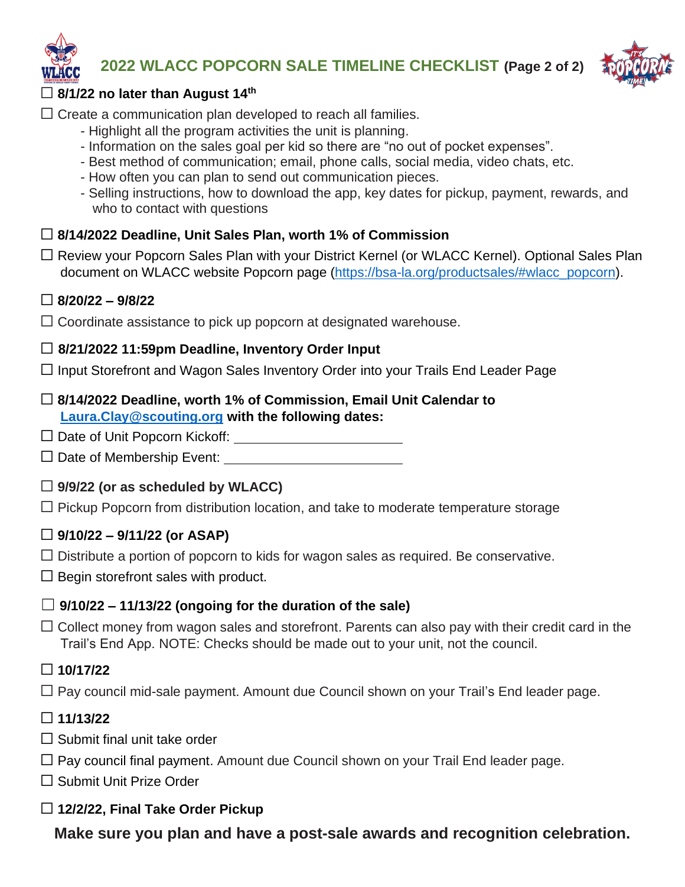# 2022 WLACC POPCORN SALE TIMELINE CHECKLIST (Page 2 of 2)

☐ **8/1/22 no later than August 14th**

☐ Create a communication plan developed to reach all families.
- Highlight all the program activities the unit is planning.
- Information on the sales goal per kid so there are "no out of pocket expenses".
- Best method of communication; email, phone calls, social media, video chats, etc.
- How often you can plan to send out communication pieces.
- Selling instructions, how to download the app, key dates for pickup, payment, rewards, and who to contact with questions

☐ **8/14/2022 Deadline, Unit Sales Plan, worth 1% of Commission**

☐ Review your Popcorn Sales Plan with your District Kernel (or WLACC Kernel). Optional Sales Plan document on WLACC website Popcorn page (https://bsa-la.org/productsales/#wlacc_popcorn).

☐ **8/20/22 – 9/8/22**

☐ Coordinate assistance to pick up popcorn at designated warehouse.

☐ **8/21/2022 11:59pm Deadline, Inventory Order Input**

☐ Input Storefront and Wagon Sales Inventory Order into your Trails End Leader Page

☐ **8/14/2022 Deadline, worth 1% of Commission, Email Unit Calendar to Laura.Clay@scouting.org with the following dates:**

☐ Date of Unit Popcorn Kickoff: ____________________

☐ Date of Membership Event: ____________________

☐ **9/9/22 (or as scheduled by WLACC)**

☐ Pickup Popcorn from distribution location, and take to moderate temperature storage

☐ **9/10/22 – 9/11/22 (or ASAP)**

☐ Distribute a portion of popcorn to kids for wagon sales as required. Be conservative.

☐ Begin storefront sales with product.

☐ **9/10/22 – 11/13/22 (ongoing for the duration of the sale)**

☐ Collect money from wagon sales and storefront. Parents can also pay with their credit card in the Trail's End App. NOTE: Checks should be made out to your unit, not the council.

☐ **10/17/22**

☐ Pay council mid-sale payment. Amount due Council shown on your Trail's End leader page.

☐ **11/13/22**

☐ Submit final unit take order

☐ Pay council final payment. Amount due Council shown on your Trail End leader page.

☐ Submit Unit Prize Order

☐ **12/2/22, Final Take Order Pickup**

**Make sure you plan and have a post-sale awards and recognition celebration.**